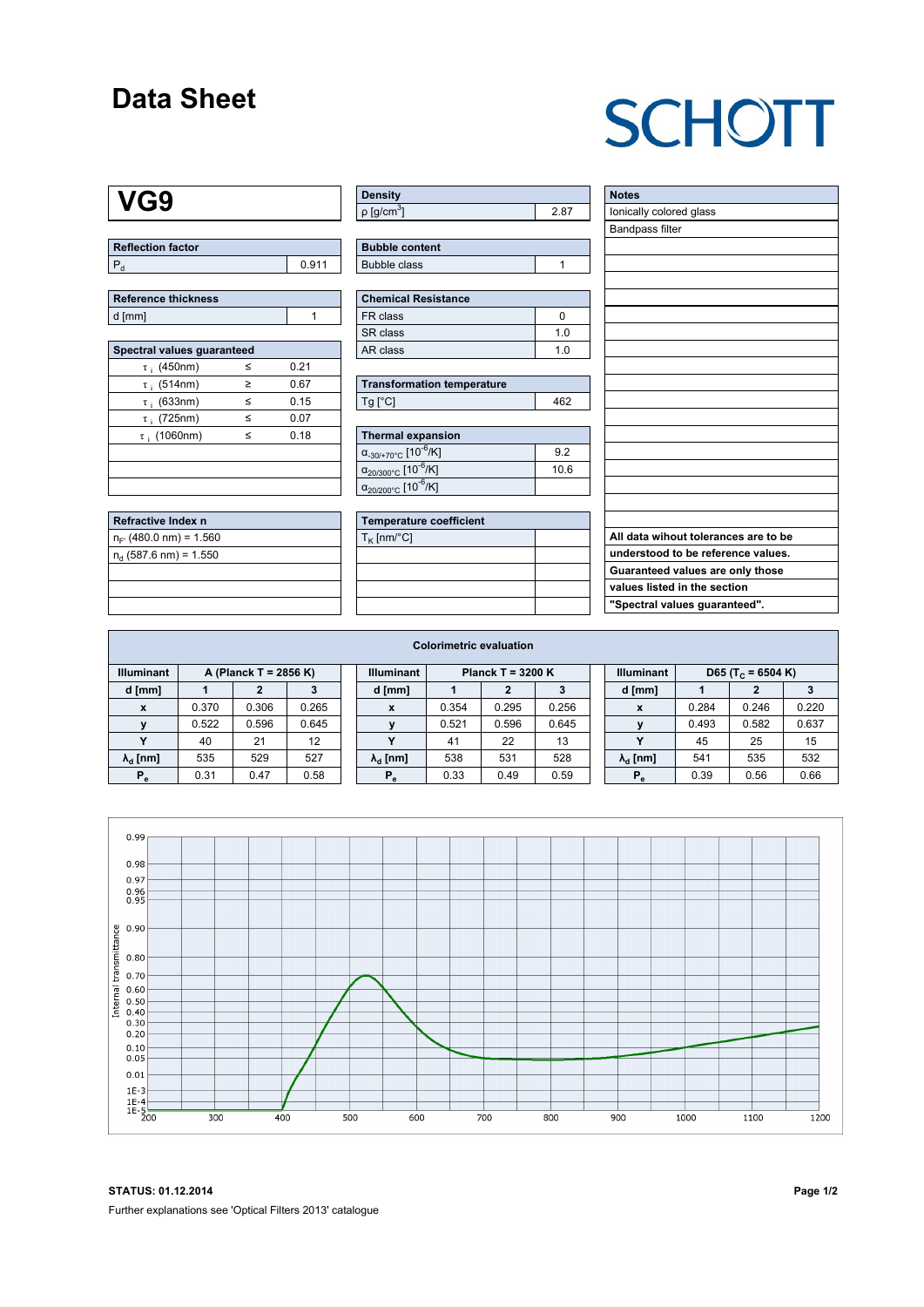# Data Sheet

SCHOTT

## VG9

| Reflection factor | |
|---|---|
| $P_d$ | 0.911 |

| Reference thickness | |
|---|---|
| d [mm] | 1 |

| Spectral values guaranteed | | |
|---|---|---|
| $\tau_i$ (450nm) | ≤ | 0.21 |
| $\tau_i$ (514nm) | ≥ | 0.67 |
| $\tau_i$ (633nm) | ≤ | 0.15 |
| $\tau_i$ (725nm) | ≤ | 0.07 |
| $\tau_i$ (1060nm) | ≤ | 0.18 |

| Refractive Index n |
|---|
| $n_F$ (480.0 nm) = 1.560 |
| $n_d$ (587.6 nm) = 1.550 |

| Density | |
|---|---|
| ρ [g/cm³] | 2.87 |

| Bubble content | |
|---|---|
| Bubble class | 1 |

| Chemical Resistance | |
|---|---|
| FR class | 0 |
| SR class | 1.0 |
| AR class | 1.0 |

| Transformation temperature | |
|---|---|
| Tg [°C] | 462 |

| Thermal expansion | |
|---|---|
| $\alpha_{-30/+70°C}$ [$10^{-6}$/K] | 9.2 |
| $\alpha_{20/300°C}$ [$10^{-6}$/K] | 10.6 |
| $\alpha_{20/200°C}$ [$10^{-6}$/K] | |

| Temperature coefficient | |
|---|---|
| $T_K$ [nm/°C] | |

| Notes |
|---|
| Ionically colored glass |
| Bandpass filter |

**All data wihout tolerances are to be understood to be reference values. Guaranteed values are only those values listed in the section "Spectral values guaranteed".**

### Colorimetric evaluation

| Illuminant | A (Planck T = 2856 K) | | | Illuminant | Planck T = 3200 K | | | Illuminant | D65 ($T_C$ = 6504 K) | | |
|---|---|---|---|---|---|---|---|---|---|---|---|
| d [mm] | 1 | 2 | 3 | d [mm] | 1 | 2 | 3 | d [mm] | 1 | 2 | 3 |
| x | 0.370 | 0.306 | 0.265 | x | 0.354 | 0.295 | 0.256 | x | 0.284 | 0.246 | 0.220 |
| y | 0.522 | 0.596 | 0.645 | y | 0.521 | 0.596 | 0.645 | y | 0.493 | 0.582 | 0.637 |
| Y | 40 | 21 | 12 | Y | 41 | 22 | 13 | Y | 45 | 25 | 15 |
| $\lambda_d$ [nm] | 535 | 529 | 527 | $\lambda_d$ [nm] | 538 | 531 | 528 | $\lambda_d$ [nm] | 541 | 535 | 532 |
| $P_e$ | 0.31 | 0.47 | 0.58 | $P_e$ | 0.33 | 0.49 | 0.59 | $P_e$ | 0.39 | 0.56 | 0.66 |

**STATUS: 01.12.2014**

Further explanations see 'Optical Filters 2013' catalogue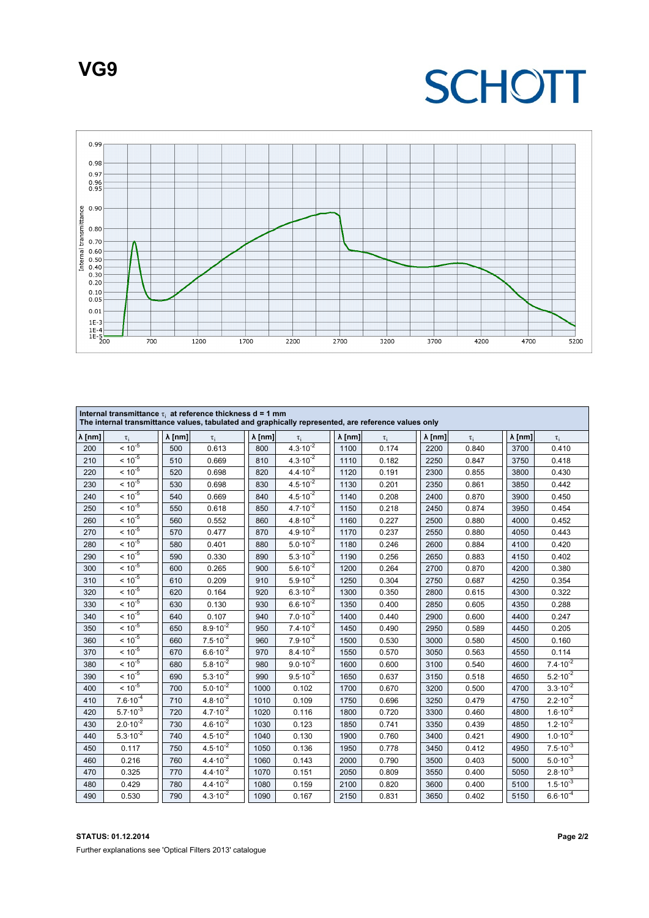# VG9

SCHOTT

0.99
0.98
0.97
0.96
0.95
0.90
0.80
0.70
0.60
0.50
0.40
0.30
0.20
0.10
0.05
0.01
1E-3
1E-4
1E-5
Internal transmittance
200 700 1200 1700 2200 2700 3200 3700 4200 4700 5200

**Internal transmittance $\tau_i$ at reference thickness d = 1 mm**
**The internal transmittance values, tabulated and graphically represented, are reference values only**

| λ [nm] | $\tau_i$ | λ [nm] | $\tau_i$ | λ [nm] | $\tau_i$ | λ [nm] | $\tau_i$ | λ [nm] | $\tau_i$ | λ [nm] | $\tau_i$ |
|---|---|---|---|---|---|---|---|---|---|---|---|
| 200 | $< 10^{-5}$ | 500 | 0.613 | 800 | $4.3 \cdot 10^{-2}$ | 1100 | 0.174 | 2200 | 0.840 | 3700 | 0.410 |
| 210 | $< 10^{-5}$ | 510 | 0.669 | 810 | $4.3 \cdot 10^{-2}$ | 1110 | 0.182 | 2250 | 0.847 | 3750 | 0.418 |
| 220 | $< 10^{-5}$ | 520 | 0.698 | 820 | $4.4 \cdot 10^{-2}$ | 1120 | 0.191 | 2300 | 0.855 | 3800 | 0.430 |
| 230 | $< 10^{-5}$ | 530 | 0.698 | 830 | $4.5 \cdot 10^{-2}$ | 1130 | 0.201 | 2350 | 0.861 | 3850 | 0.442 |
| 240 | $< 10^{-5}$ | 540 | 0.669 | 840 | $4.5 \cdot 10^{-2}$ | 1140 | 0.208 | 2400 | 0.870 | 3900 | 0.450 |
| 250 | $< 10^{-5}$ | 550 | 0.618 | 850 | $4.7 \cdot 10^{-2}$ | 1150 | 0.218 | 2450 | 0.874 | 3950 | 0.454 |
| 260 | $< 10^{-5}$ | 560 | 0.552 | 860 | $4.8 \cdot 10^{-2}$ | 1160 | 0.227 | 2500 | 0.880 | 4000 | 0.452 |
| 270 | $< 10^{-5}$ | 570 | 0.477 | 870 | $4.9 \cdot 10^{-2}$ | 1170 | 0.237 | 2550 | 0.880 | 4050 | 0.443 |
| 280 | $< 10^{-5}$ | 580 | 0.401 | 880 | $5.0 \cdot 10^{-2}$ | 1180 | 0.246 | 2600 | 0.884 | 4100 | 0.420 |
| 290 | $< 10^{-5}$ | 590 | 0.330 | 890 | $5.3 \cdot 10^{-2}$ | 1190 | 0.256 | 2650 | 0.883 | 4150 | 0.402 |
| 300 | $< 10^{-5}$ | 600 | 0.265 | 900 | $5.6 \cdot 10^{-2}$ | 1200 | 0.264 | 2700 | 0.870 | 4200 | 0.380 |
| 310 | $< 10^{-5}$ | 610 | 0.209 | 910 | $5.9 \cdot 10^{-2}$ | 1250 | 0.304 | 2750 | 0.687 | 4250 | 0.354 |
| 320 | $< 10^{-5}$ | 620 | 0.164 | 920 | $6.3 \cdot 10^{-2}$ | 1300 | 0.350 | 2800 | 0.615 | 4300 | 0.322 |
| 330 | $< 10^{-5}$ | 630 | 0.130 | 930 | $6.6 \cdot 10^{-2}$ | 1350 | 0.400 | 2850 | 0.605 | 4350 | 0.288 |
| 340 | $< 10^{-5}$ | 640 | 0.107 | 940 | $7.0 \cdot 10^{-2}$ | 1400 | 0.440 | 2900 | 0.600 | 4400 | 0.247 |
| 350 | $< 10^{-5}$ | 650 | $8.9 \cdot 10^{-2}$ | 950 | $7.4 \cdot 10^{-2}$ | 1450 | 0.490 | 2950 | 0.589 | 4450 | 0.205 |
| 360 | $< 10^{-5}$ | 660 | $7.5 \cdot 10^{-2}$ | 960 | $7.9 \cdot 10^{-2}$ | 1500 | 0.530 | 3000 | 0.580 | 4500 | 0.160 |
| 370 | $< 10^{-5}$ | 670 | $6.6 \cdot 10^{-2}$ | 970 | $8.4 \cdot 10^{-2}$ | 1550 | 0.570 | 3050 | 0.563 | 4550 | 0.114 |
| 380 | $< 10^{-5}$ | 680 | $5.8 \cdot 10^{-2}$ | 980 | $9.0 \cdot 10^{-2}$ | 1600 | 0.600 | 3100 | 0.540 | 4600 | $7.4 \cdot 10^{-2}$ |
| 390 | $< 10^{-5}$ | 690 | $5.3 \cdot 10^{-2}$ | 990 | $9.5 \cdot 10^{-2}$ | 1650 | 0.637 | 3150 | 0.518 | 4650 | $5.2 \cdot 10^{-2}$ |
| 400 | $< 10^{-5}$ | 700 | $5.0 \cdot 10^{-2}$ | 1000 | 0.102 | 1700 | 0.670 | 3200 | 0.500 | 4700 | $3.3 \cdot 10^{-2}$ |
| 410 | $7.6 \cdot 10^{-4}$ | 710 | $4.8 \cdot 10^{-2}$ | 1010 | 0.109 | 1750 | 0.696 | 3250 | 0.479 | 4750 | $2.2 \cdot 10^{-2}$ |
| 420 | $5.7 \cdot 10^{-3}$ | 720 | $4.7 \cdot 10^{-2}$ | 1020 | 0.116 | 1800 | 0.720 | 3300 | 0.460 | 4800 | $1.6 \cdot 10^{-2}$ |
| 430 | $2.0 \cdot 10^{-2}$ | 730 | $4.6 \cdot 10^{-2}$ | 1030 | 0.123 | 1850 | 0.741 | 3350 | 0.439 | 4850 | $1.2 \cdot 10^{-2}$ |
| 440 | $5.3 \cdot 10^{-2}$ | 740 | $4.5 \cdot 10^{-2}$ | 1040 | 0.130 | 1900 | 0.760 | 3400 | 0.421 | 4900 | $1.0 \cdot 10^{-2}$ |
| 450 | 0.117 | 750 | $4.5 \cdot 10^{-2}$ | 1050 | 0.136 | 1950 | 0.778 | 3450 | 0.412 | 4950 | $7.5 \cdot 10^{-3}$ |
| 460 | 0.216 | 760 | $4.4 \cdot 10^{-2}$ | 1060 | 0.143 | 2000 | 0.790 | 3500 | 0.403 | 5000 | $5.0 \cdot 10^{-3}$ |
| 470 | 0.325 | 770 | $4.4 \cdot 10^{-2}$ | 1070 | 0.151 | 2050 | 0.809 | 3550 | 0.400 | 5050 | $2.8 \cdot 10^{-3}$ |
| 480 | 0.429 | 780 | $4.4 \cdot 10^{-2}$ | 1080 | 0.159 | 2100 | 0.820 | 3600 | 0.400 | 5100 | $1.5 \cdot 10^{-3}$ |
| 490 | 0.530 | 790 | $4.3 \cdot 10^{-2}$ | 1090 | 0.167 | 2150 | 0.831 | 3650 | 0.402 | 5150 | $6.6 \cdot 10^{-4}$ |

**STATUS: 01.12.2014**

Further explanations see 'Optical Filters 2013' catalogue